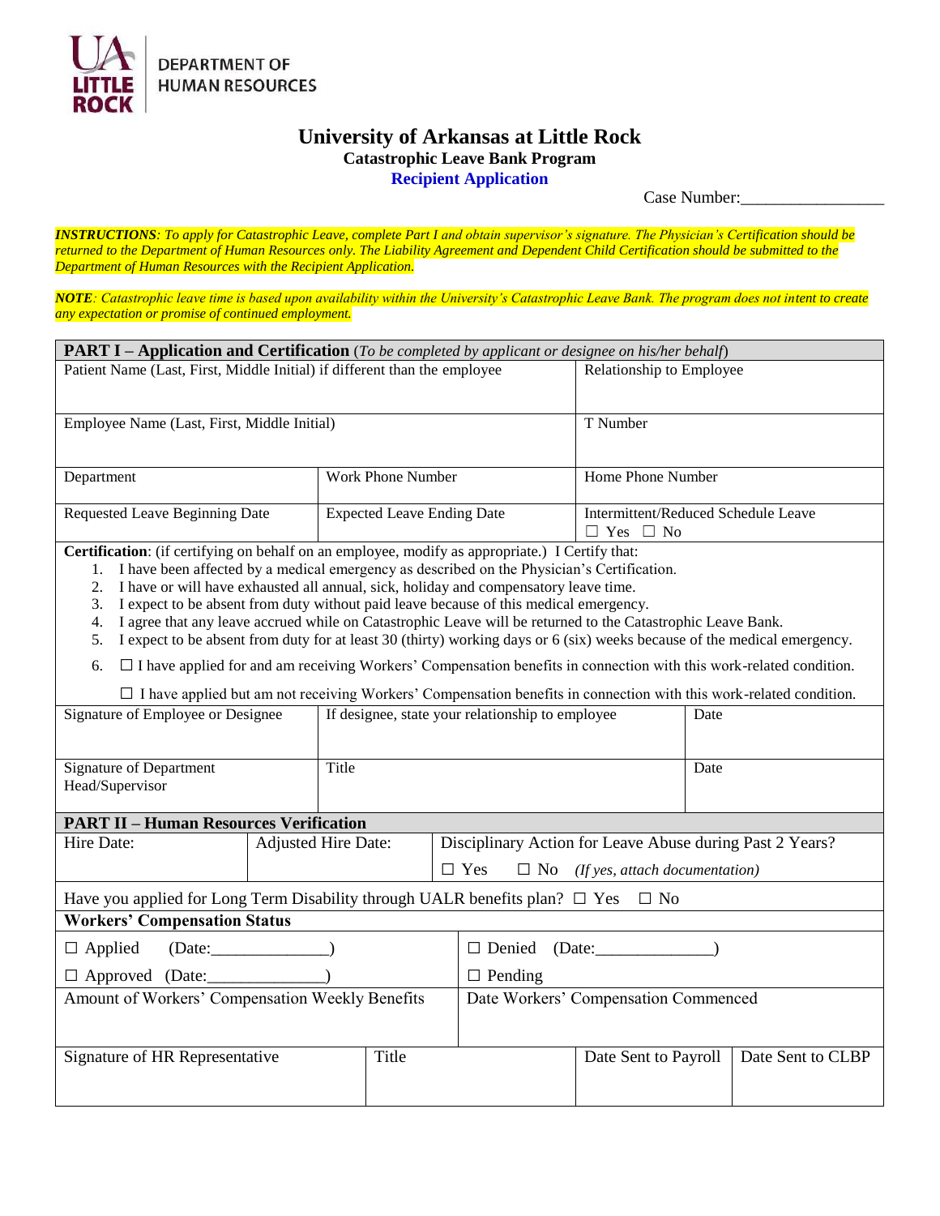DEPARTMENT OF HUMAN RESOURCES

# University of Arkansas at Little Rock

## Catastrophic Leave Bank Program

### Recipient Application

Case Number:_________________

***INSTRUCTIONS****: To apply for Catastrophic Leave, complete Part I and obtain supervisor's signature. The Physician's Certification should be returned to the Department of Human Resources only. The Liability Agreement and Dependent Child Certification should be submitted to the Department of Human Resources with the Recipient Application.*

***NOTE****: Catastrophic leave time is based upon availability within the University's Catastrophic Leave Bank. The program does not intent to create any expectation or promise of continued employment.*

**PART I – Application and Certification** (*To be completed by applicant or designee on his/her behalf*)

| Patient Name (Last, First, Middle Initial) if different than the employee | | Relationship to Employee |
|---|---|---|
| Employee Name (Last, First, Middle Initial) | | T Number |
| Department | Work Phone Number | Home Phone Number |
| Requested Leave Beginning Date | Expected Leave Ending Date | Intermittent/Reduced Schedule Leave ☐ Yes ☐ No |

**Certification**: (if certifying on behalf on an employee, modify as appropriate.) I Certify that:

1. I have been affected by a medical emergency as described on the Physician's Certification.
2. I have or will have exhausted all annual, sick, holiday and compensatory leave time.
3. I expect to be absent from duty without paid leave because of this medical emergency.
4. I agree that any leave accrued while on Catastrophic Leave will be returned to the Catastrophic Leave Bank.
5. I expect to be absent from duty for at least 30 (thirty) working days or 6 (six) weeks because of the medical emergency.
6. ☐ I have applied for and am receiving Workers' Compensation benefits in connection with this work-related condition.

   ☐ I have applied but am not receiving Workers' Compensation benefits in connection with this work-related condition.

| Signature of Employee or Designee | If designee, state your relationship to employee | Date |
|---|---|---|
| Signature of Department Head/Supervisor | Title | Date |

**PART II – Human Resources Verification**

| Hire Date: | Adjusted Hire Date: | Disciplinary Action for Leave Abuse during Past 2 Years? ☐ Yes ☐ No *(If yes, attach documentation)* |
|---|---|---|

Have you applied for Long Term Disability through UALR benefits plan? ☐ Yes ☐ No

**Workers' Compensation Status**

| | |
|---|---|
| ☐ Applied (Date:______________) | ☐ Denied (Date:______________) |
| ☐ Approved (Date:______________) | ☐ Pending |
| Amount of Workers' Compensation Weekly Benefits | Date Workers' Compensation Commenced |

| Signature of HR Representative | Title | Date Sent to Payroll | Date Sent to CLBP |
|---|---|---|---|
| | | | |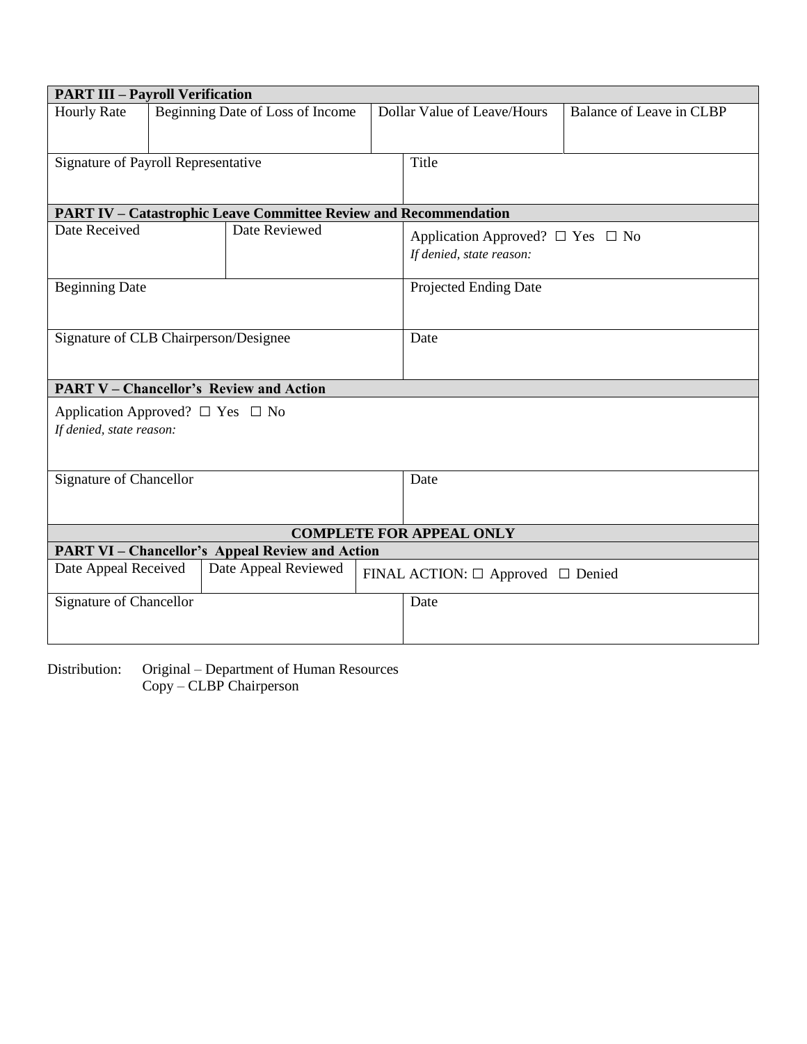| PART III – Payroll Verification | | | |
|---|---|---|---|
| Hourly Rate | Beginning Date of Loss of Income | Dollar Value of Leave/Hours | Balance of Leave in CLBP |
| Signature of Payroll Representative | | Title | |

| PART IV – Catastrophic Leave Committee Review and Recommendation | | |
|---|---|---|
| Date Received | Date Reviewed | Application Approved? ☐ Yes ☐ No<br>*If denied, state reason:* |
| Beginning Date | | Projected Ending Date |
| Signature of CLB Chairperson/Designee | | Date |

| PART V – Chancellor's Review and Action | |
|---|---|
| Application Approved? ☐ Yes ☐ No<br>*If denied, state reason:* | |
| Signature of Chancellor | Date |

| COMPLETE FOR APPEAL ONLY | | |
|---|---|---|
| **PART VI – Chancellor's Appeal Review and Action** | | |
| Date Appeal Received | Date Appeal Reviewed | FINAL ACTION: ☐ Approved ☐ Denied |
| Signature of Chancellor | | Date |

Distribution: Original – Department of Human Resources
Copy – CLBP Chairperson